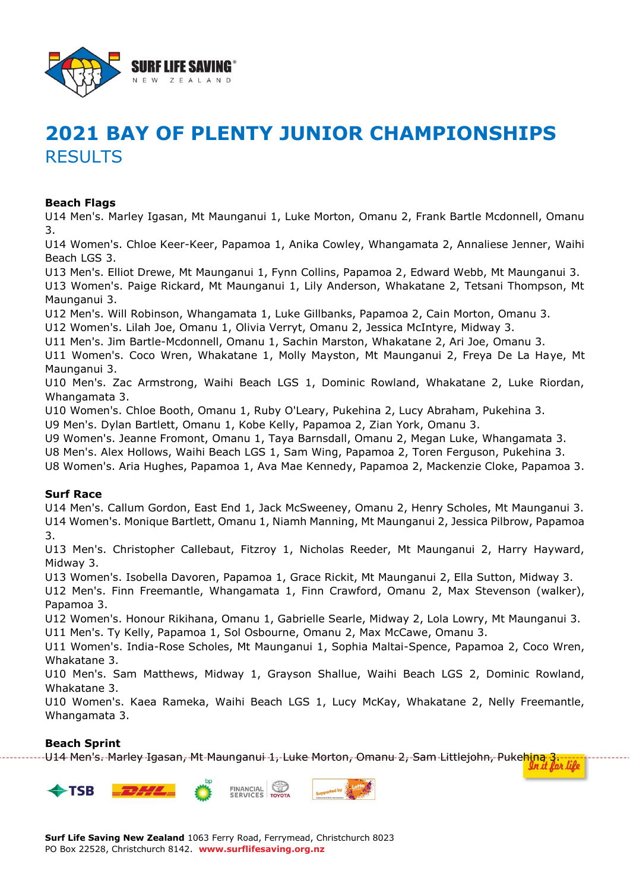# 2021 BAY OF PLENTY JUNIOR CHAMPIONSHIPS

## RESULTS

**Beach Flags**

U14 Men's. Marley Igasan, Mt Maunganui 1, Luke Morton, Omanu 2, Frank Bartle Mcdonnell, Omanu 3.
U14 Women's. Chloe Keer-Keer, Papamoa 1, Anika Cowley, Whangamata 2, Annaliese Jenner, Waihi Beach LGS 3.
U13 Men's. Elliot Drewe, Mt Maunganui 1, Fynn Collins, Papamoa 2, Edward Webb, Mt Maunganui 3.
U13 Women's. Paige Rickard, Mt Maunganui 1, Lily Anderson, Whakatane 2, Tetsani Thompson, Mt Maunganui 3.
U12 Men's. Will Robinson, Whangamata 1, Luke Gillbanks, Papamoa 2, Cain Morton, Omanu 3.
U12 Women's. Lilah Joe, Omanu 1, Olivia Verryt, Omanu 2, Jessica McIntyre, Midway 3.
U11 Men's. Jim Bartle-Mcdonnell, Omanu 1, Sachin Marston, Whakatane 2, Ari Joe, Omanu 3.
U11 Women's. Coco Wren, Whakatane 1, Molly Mayston, Mt Maunganui 2, Freya De La Haye, Mt Maunganui 3.
U10 Men's. Zac Armstrong, Waihi Beach LGS 1, Dominic Rowland, Whakatane 2, Luke Riordan, Whangamata 3.
U10 Women's. Chloe Booth, Omanu 1, Ruby O'Leary, Pukehina 2, Lucy Abraham, Pukehina 3.
U9 Men's. Dylan Bartlett, Omanu 1, Kobe Kelly, Papamoa 2, Zian York, Omanu 3.
U9 Women's. Jeanne Fromont, Omanu 1, Taya Barnsdall, Omanu 2, Megan Luke, Whangamata 3.
U8 Men's. Alex Hollows, Waihi Beach LGS 1, Sam Wing, Papamoa 2, Toren Ferguson, Pukehina 3.
U8 Women's. Aria Hughes, Papamoa 1, Ava Mae Kennedy, Papamoa 2, Mackenzie Cloke, Papamoa 3.

**Surf Race**

U14 Men's. Callum Gordon, East End 1, Jack McSweeney, Omanu 2, Henry Scholes, Mt Maunganui 3.
U14 Women's. Monique Bartlett, Omanu 1, Niamh Manning, Mt Maunganui 2, Jessica Pilbrow, Papamoa 3.
U13 Men's. Christopher Callebaut, Fitzroy 1, Nicholas Reeder, Mt Maunganui 2, Harry Hayward, Midway 3.
U13 Women's. Isobella Davoren, Papamoa 1, Grace Rickit, Mt Maunganui 2, Ella Sutton, Midway 3.
U12 Men's. Finn Freemantle, Whangamata 1, Finn Crawford, Omanu 2, Max Stevenson (walker), Papamoa 3.
U12 Women's. Honour Rikihana, Omanu 1, Gabrielle Searle, Midway 2, Lola Lowry, Mt Maunganui 3.
U11 Men's. Ty Kelly, Papamoa 1, Sol Osbourne, Omanu 2, Max McCawe, Omanu 3.
U11 Women's. India-Rose Scholes, Mt Maunganui 1, Sophia Maltai-Spence, Papamoa 2, Coco Wren, Whakatane 3.
U10 Men's. Sam Matthews, Midway 1, Grayson Shallue, Waihi Beach LGS 2, Dominic Rowland, Whakatane 3.
U10 Women's. Kaea Rameka, Waihi Beach LGS 1, Lucy McKay, Whakatane 2, Nelly Freemantle, Whangamata 3.

**Beach Sprint**

U14 Men's. Marley Igasan, Mt Maunganui 1, Luke Morton, Omanu 2, Sam Littlejohn, Pukehina 3.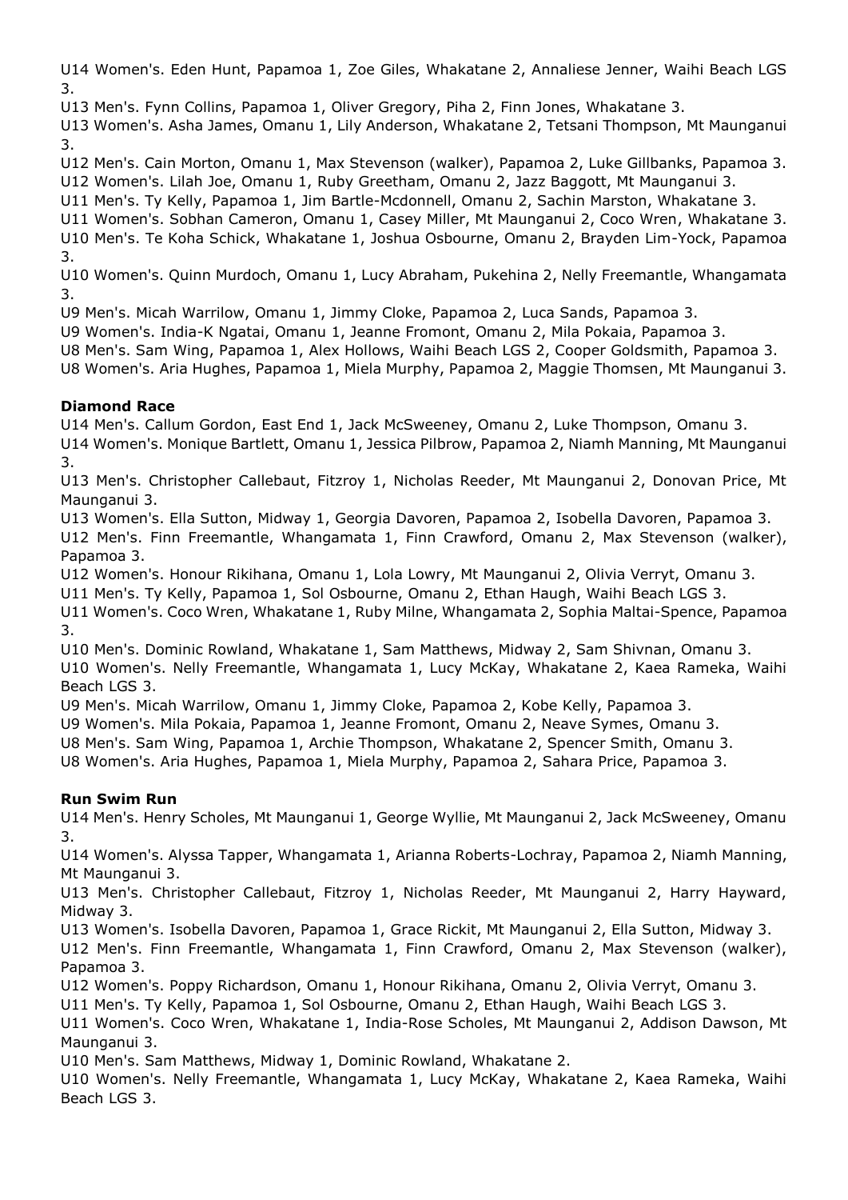U14 Women's. Eden Hunt, Papamoa 1, Zoe Giles, Whakatane 2, Annaliese Jenner, Waihi Beach LGS 3.

U13 Men's. Fynn Collins, Papamoa 1, Oliver Gregory, Piha 2, Finn Jones, Whakatane 3.

U13 Women's. Asha James, Omanu 1, Lily Anderson, Whakatane 2, Tetsani Thompson, Mt Maunganui 3.

U12 Men's. Cain Morton, Omanu 1, Max Stevenson (walker), Papamoa 2, Luke Gillbanks, Papamoa 3.

U12 Women's. Lilah Joe, Omanu 1, Ruby Greetham, Omanu 2, Jazz Baggott, Mt Maunganui 3.

U11 Men's. Ty Kelly, Papamoa 1, Jim Bartle-Mcdonnell, Omanu 2, Sachin Marston, Whakatane 3.

U11 Women's. Sobhan Cameron, Omanu 1, Casey Miller, Mt Maunganui 2, Coco Wren, Whakatane 3.

U10 Men's. Te Koha Schick, Whakatane 1, Joshua Osbourne, Omanu 2, Brayden Lim-Yock, Papamoa 3.

U10 Women's. Quinn Murdoch, Omanu 1, Lucy Abraham, Pukehina 2, Nelly Freemantle, Whangamata 3.

U9 Men's. Micah Warrilow, Omanu 1, Jimmy Cloke, Papamoa 2, Luca Sands, Papamoa 3.

U9 Women's. India-K Ngatai, Omanu 1, Jeanne Fromont, Omanu 2, Mila Pokaia, Papamoa 3.

U8 Men's. Sam Wing, Papamoa 1, Alex Hollows, Waihi Beach LGS 2, Cooper Goldsmith, Papamoa 3.

U8 Women's. Aria Hughes, Papamoa 1, Miela Murphy, Papamoa 2, Maggie Thomsen, Mt Maunganui 3.

**Diamond Race**

U14 Men's. Callum Gordon, East End 1, Jack McSweeney, Omanu 2, Luke Thompson, Omanu 3.

U14 Women's. Monique Bartlett, Omanu 1, Jessica Pilbrow, Papamoa 2, Niamh Manning, Mt Maunganui 3.

U13 Men's. Christopher Callebaut, Fitzroy 1, Nicholas Reeder, Mt Maunganui 2, Donovan Price, Mt Maunganui 3.

U13 Women's. Ella Sutton, Midway 1, Georgia Davoren, Papamoa 2, Isobella Davoren, Papamoa 3.

U12 Men's. Finn Freemantle, Whangamata 1, Finn Crawford, Omanu 2, Max Stevenson (walker), Papamoa 3.

U12 Women's. Honour Rikihana, Omanu 1, Lola Lowry, Mt Maunganui 2, Olivia Verryt, Omanu 3.

U11 Men's. Ty Kelly, Papamoa 1, Sol Osbourne, Omanu 2, Ethan Haugh, Waihi Beach LGS 3.

U11 Women's. Coco Wren, Whakatane 1, Ruby Milne, Whangamata 2, Sophia Maltai-Spence, Papamoa 3.

U10 Men's. Dominic Rowland, Whakatane 1, Sam Matthews, Midway 2, Sam Shivnan, Omanu 3.

U10 Women's. Nelly Freemantle, Whangamata 1, Lucy McKay, Whakatane 2, Kaea Rameka, Waihi Beach LGS 3.

U9 Men's. Micah Warrilow, Omanu 1, Jimmy Cloke, Papamoa 2, Kobe Kelly, Papamoa 3.

U9 Women's. Mila Pokaia, Papamoa 1, Jeanne Fromont, Omanu 2, Neave Symes, Omanu 3.

U8 Men's. Sam Wing, Papamoa 1, Archie Thompson, Whakatane 2, Spencer Smith, Omanu 3.

U8 Women's. Aria Hughes, Papamoa 1, Miela Murphy, Papamoa 2, Sahara Price, Papamoa 3.

**Run Swim Run**

U14 Men's. Henry Scholes, Mt Maunganui 1, George Wyllie, Mt Maunganui 2, Jack McSweeney, Omanu 3.

U14 Women's. Alyssa Tapper, Whangamata 1, Arianna Roberts-Lochray, Papamoa 2, Niamh Manning, Mt Maunganui 3.

U13 Men's. Christopher Callebaut, Fitzroy 1, Nicholas Reeder, Mt Maunganui 2, Harry Hayward, Midway 3.

U13 Women's. Isobella Davoren, Papamoa 1, Grace Rickit, Mt Maunganui 2, Ella Sutton, Midway 3.

U12 Men's. Finn Freemantle, Whangamata 1, Finn Crawford, Omanu 2, Max Stevenson (walker), Papamoa 3.

U12 Women's. Poppy Richardson, Omanu 1, Honour Rikihana, Omanu 2, Olivia Verryt, Omanu 3.

U11 Men's. Ty Kelly, Papamoa 1, Sol Osbourne, Omanu 2, Ethan Haugh, Waihi Beach LGS 3.

U11 Women's. Coco Wren, Whakatane 1, India-Rose Scholes, Mt Maunganui 2, Addison Dawson, Mt Maunganui 3.

U10 Men's. Sam Matthews, Midway 1, Dominic Rowland, Whakatane 2.

U10 Women's. Nelly Freemantle, Whangamata 1, Lucy McKay, Whakatane 2, Kaea Rameka, Waihi Beach LGS 3.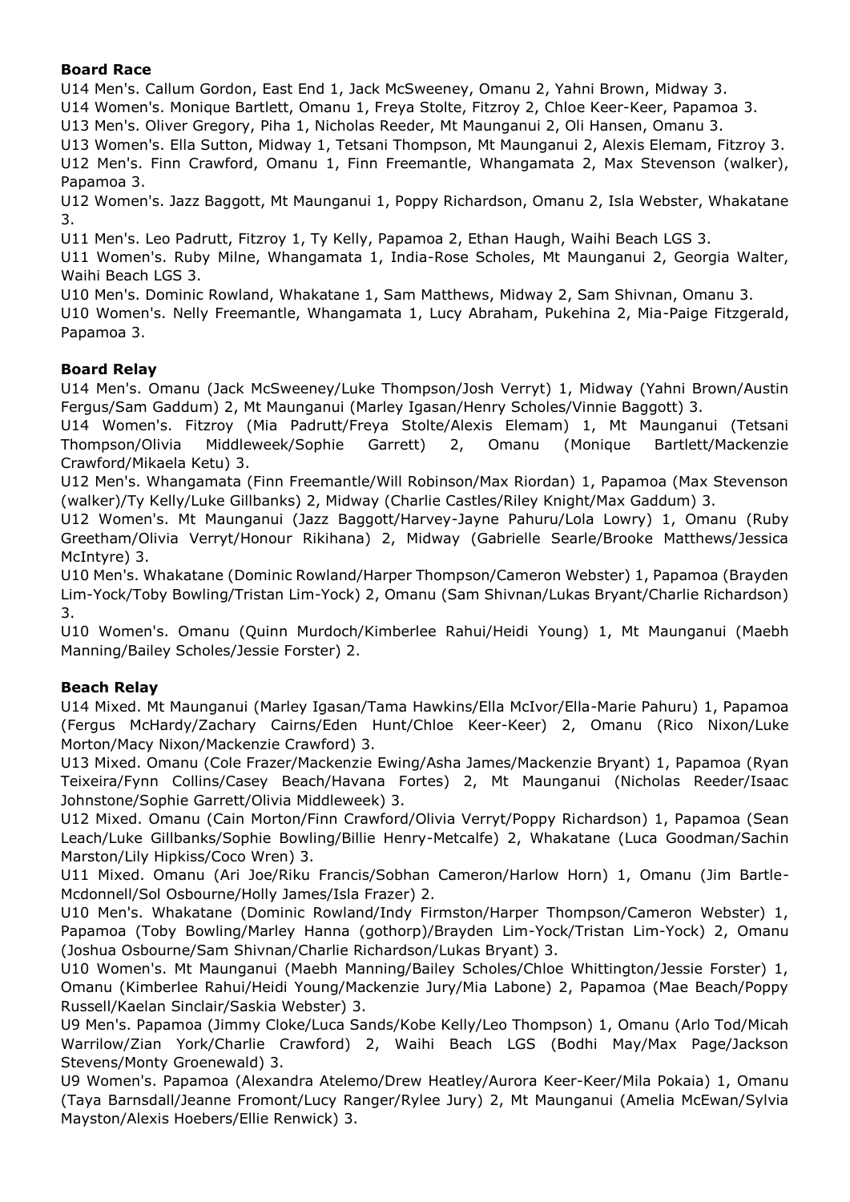**Board Race**

U14 Men's. Callum Gordon, East End 1, Jack McSweeney, Omanu 2, Yahni Brown, Midway 3.
U14 Women's. Monique Bartlett, Omanu 1, Freya Stolte, Fitzroy 2, Chloe Keer-Keer, Papamoa 3.
U13 Men's. Oliver Gregory, Piha 1, Nicholas Reeder, Mt Maunganui 2, Oli Hansen, Omanu 3.
U13 Women's. Ella Sutton, Midway 1, Tetsani Thompson, Mt Maunganui 2, Alexis Elemam, Fitzroy 3.
U12 Men's. Finn Crawford, Omanu 1, Finn Freemantle, Whangamata 2, Max Stevenson (walker), Papamoa 3.
U12 Women's. Jazz Baggott, Mt Maunganui 1, Poppy Richardson, Omanu 2, Isla Webster, Whakatane 3.
U11 Men's. Leo Padrutt, Fitzroy 1, Ty Kelly, Papamoa 2, Ethan Haugh, Waihi Beach LGS 3.
U11 Women's. Ruby Milne, Whangamata 1, India-Rose Scholes, Mt Maunganui 2, Georgia Walter, Waihi Beach LGS 3.
U10 Men's. Dominic Rowland, Whakatane 1, Sam Matthews, Midway 2, Sam Shivnan, Omanu 3.
U10 Women's. Nelly Freemantle, Whangamata 1, Lucy Abraham, Pukehina 2, Mia-Paige Fitzgerald, Papamoa 3.

**Board Relay**

U14 Men's. Omanu (Jack McSweeney/Luke Thompson/Josh Verryt) 1, Midway (Yahni Brown/Austin Fergus/Sam Gaddum) 2, Mt Maunganui (Marley Igasan/Henry Scholes/Vinnie Baggott) 3.
U14 Women's. Fitzroy (Mia Padrutt/Freya Stolte/Alexis Elemam) 1, Mt Maunganui (Tetsani Thompson/Olivia Middleweek/Sophie Garrett) 2, Omanu (Monique Bartlett/Mackenzie Crawford/Mikaela Ketu) 3.
U12 Men's. Whangamata (Finn Freemantle/Will Robinson/Max Riordan) 1, Papamoa (Max Stevenson (walker)/Ty Kelly/Luke Gillbanks) 2, Midway (Charlie Castles/Riley Knight/Max Gaddum) 3.
U12 Women's. Mt Maunganui (Jazz Baggott/Harvey-Jayne Pahuru/Lola Lowry) 1, Omanu (Ruby Greetham/Olivia Verryt/Honour Rikihana) 2, Midway (Gabrielle Searle/Brooke Matthews/Jessica McIntyre) 3.
U10 Men's. Whakatane (Dominic Rowland/Harper Thompson/Cameron Webster) 1, Papamoa (Brayden Lim-Yock/Toby Bowling/Tristan Lim-Yock) 2, Omanu (Sam Shivnan/Lukas Bryant/Charlie Richardson) 3.
U10 Women's. Omanu (Quinn Murdoch/Kimberlee Rahui/Heidi Young) 1, Mt Maunganui (Maebh Manning/Bailey Scholes/Jessie Forster) 2.

**Beach Relay**

U14 Mixed. Mt Maunganui (Marley Igasan/Tama Hawkins/Ella McIvor/Ella-Marie Pahuru) 1, Papamoa (Fergus McHardy/Zachary Cairns/Eden Hunt/Chloe Keer-Keer) 2, Omanu (Rico Nixon/Luke Morton/Macy Nixon/Mackenzie Crawford) 3.
U13 Mixed. Omanu (Cole Frazer/Mackenzie Ewing/Asha James/Mackenzie Bryant) 1, Papamoa (Ryan Teixeira/Fynn Collins/Casey Beach/Havana Fortes) 2, Mt Maunganui (Nicholas Reeder/Isaac Johnstone/Sophie Garrett/Olivia Middleweek) 3.
U12 Mixed. Omanu (Cain Morton/Finn Crawford/Olivia Verryt/Poppy Richardson) 1, Papamoa (Sean Leach/Luke Gillbanks/Sophie Bowling/Billie Henry-Metcalfe) 2, Whakatane (Luca Goodman/Sachin Marston/Lily Hipkiss/Coco Wren) 3.
U11 Mixed. Omanu (Ari Joe/Riku Francis/Sobhan Cameron/Harlow Horn) 1, Omanu (Jim Bartle-Mcdonnell/Sol Osbourne/Holly James/Isla Frazer) 2.
U10 Men's. Whakatane (Dominic Rowland/Indy Firmston/Harper Thompson/Cameron Webster) 1, Papamoa (Toby Bowling/Marley Hanna (gothorp)/Brayden Lim-Yock/Tristan Lim-Yock) 2, Omanu (Joshua Osbourne/Sam Shivnan/Charlie Richardson/Lukas Bryant) 3.
U10 Women's. Mt Maunganui (Maebh Manning/Bailey Scholes/Chloe Whittington/Jessie Forster) 1, Omanu (Kimberlee Rahui/Heidi Young/Mackenzie Jury/Mia Labone) 2, Papamoa (Mae Beach/Poppy Russell/Kaelan Sinclair/Saskia Webster) 3.
U9 Men's. Papamoa (Jimmy Cloke/Luca Sands/Kobe Kelly/Leo Thompson) 1, Omanu (Arlo Tod/Micah Warrilow/Zian York/Charlie Crawford) 2, Waihi Beach LGS (Bodhi May/Max Page/Jackson Stevens/Monty Groenewald) 3.
U9 Women's. Papamoa (Alexandra Atelemo/Drew Heatley/Aurora Keer-Keer/Mila Pokaia) 1, Omanu (Taya Barnsdall/Jeanne Fromont/Lucy Ranger/Rylee Jury) 2, Mt Maunganui (Amelia McEwan/Sylvia Mayston/Alexis Hoebers/Ellie Renwick) 3.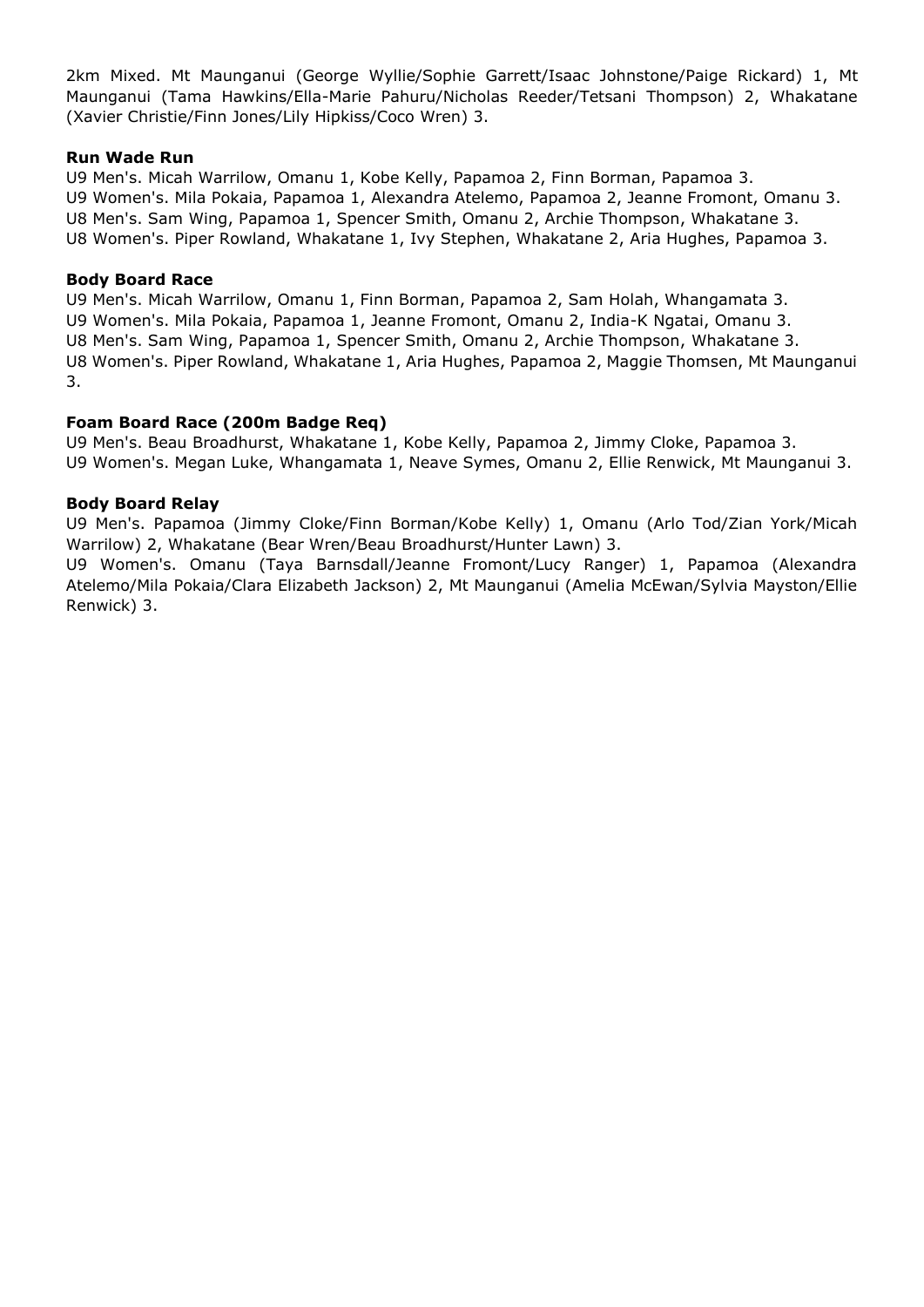2km Mixed. Mt Maunganui (George Wyllie/Sophie Garrett/Isaac Johnstone/Paige Rickard) 1, Mt Maunganui (Tama Hawkins/Ella-Marie Pahuru/Nicholas Reeder/Tetsani Thompson) 2, Whakatane (Xavier Christie/Finn Jones/Lily Hipkiss/Coco Wren) 3.

**Run Wade Run**

U9 Men's. Micah Warrilow, Omanu 1, Kobe Kelly, Papamoa 2, Finn Borman, Papamoa 3.
U9 Women's. Mila Pokaia, Papamoa 1, Alexandra Atelemo, Papamoa 2, Jeanne Fromont, Omanu 3.
U8 Men's. Sam Wing, Papamoa 1, Spencer Smith, Omanu 2, Archie Thompson, Whakatane 3.
U8 Women's. Piper Rowland, Whakatane 1, Ivy Stephen, Whakatane 2, Aria Hughes, Papamoa 3.

**Body Board Race**

U9 Men's. Micah Warrilow, Omanu 1, Finn Borman, Papamoa 2, Sam Holah, Whangamata 3.
U9 Women's. Mila Pokaia, Papamoa 1, Jeanne Fromont, Omanu 2, India-K Ngatai, Omanu 3.
U8 Men's. Sam Wing, Papamoa 1, Spencer Smith, Omanu 2, Archie Thompson, Whakatane 3.
U8 Women's. Piper Rowland, Whakatane 1, Aria Hughes, Papamoa 2, Maggie Thomsen, Mt Maunganui 3.

**Foam Board Race (200m Badge Req)**

U9 Men's. Beau Broadhurst, Whakatane 1, Kobe Kelly, Papamoa 2, Jimmy Cloke, Papamoa 3.
U9 Women's. Megan Luke, Whangamata 1, Neave Symes, Omanu 2, Ellie Renwick, Mt Maunganui 3.

**Body Board Relay**

U9 Men's. Papamoa (Jimmy Cloke/Finn Borman/Kobe Kelly) 1, Omanu (Arlo Tod/Zian York/Micah Warrilow) 2, Whakatane (Bear Wren/Beau Broadhurst/Hunter Lawn) 3.

U9 Women's. Omanu (Taya Barnsdall/Jeanne Fromont/Lucy Ranger) 1, Papamoa (Alexandra Atelemo/Mila Pokaia/Clara Elizabeth Jackson) 2, Mt Maunganui (Amelia McEwan/Sylvia Mayston/Ellie Renwick) 3.